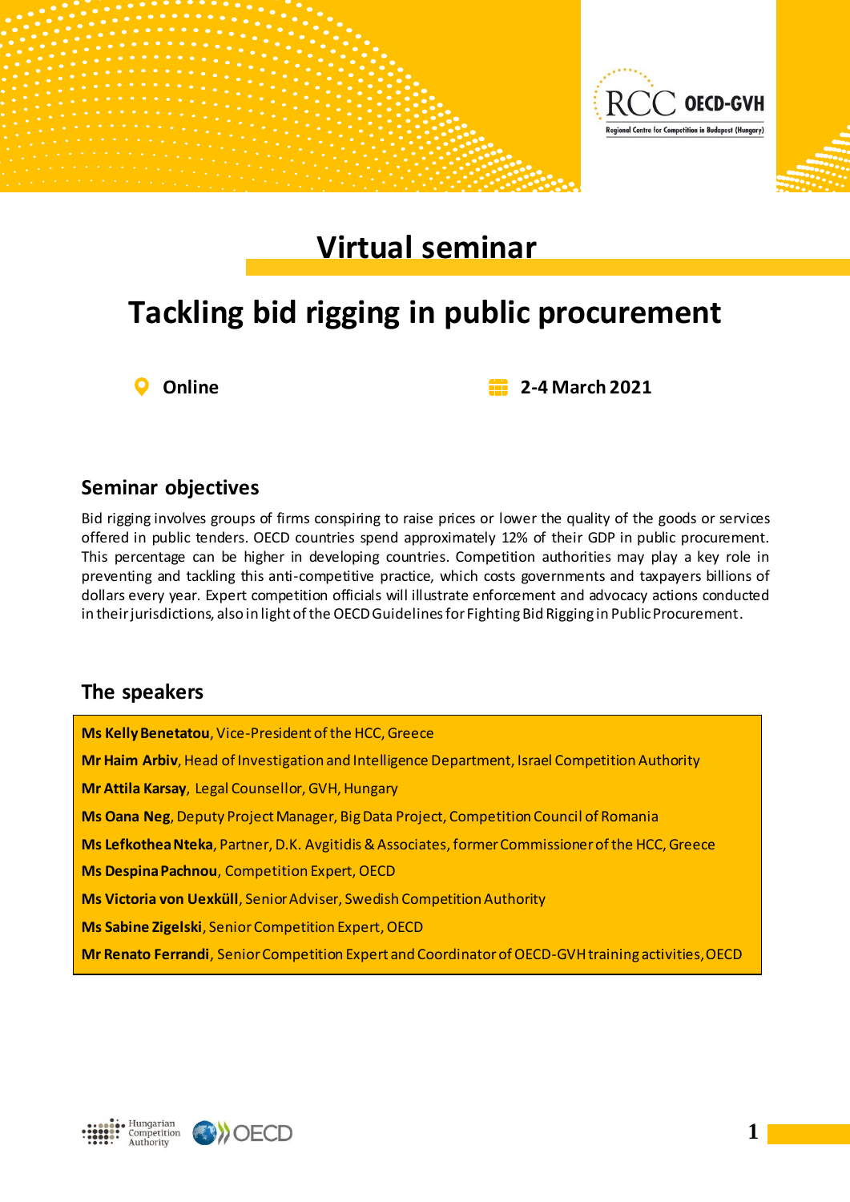# Virtual seminar

## Tackling bid rigging in public procurement

Online

2-4 March 2021

### Seminar objectives

Bid rigging involves groups of firms conspiring to raise prices or lower the quality of the goods or services offered in public tenders. OECD countries spend approximately 12% of their GDP in public procurement. This percentage can be higher in developing countries. Competition authorities may play a key role in preventing and tackling this anti-competitive practice, which costs governments and taxpayers billions of dollars every year. Expert competition officials will illustrate enforcement and advocacy actions conducted in their jurisdictions, also in light of the OECD Guidelines for Fighting Bid Rigging in Public Procurement.

### The speakers

**Ms Kelly Benetatou**, Vice-President of the HCC, Greece

**Mr Haim Arbiv**, Head of Investigation and Intelligence Department, Israel Competition Authority

**Mr Attila Karsay**, Legal Counsellor, GVH, Hungary

**Ms Oana Neg**, Deputy Project Manager, Big Data Project, Competition Council of Romania

**Ms Lefkothea Nteka**, Partner, D.K. Avgitidis & Associates, former Commissioner of the HCC, Greece

**Ms Despina Pachnou**, Competition Expert, OECD

**Ms Victoria von Uexküll**, Senior Adviser, Swedish Competition Authority

**Ms Sabine Zigelski**, Senior Competition Expert, OECD

**Mr Renato Ferrandi**, Senior Competition Expert and Coordinator of OECD-GVH training activities, OECD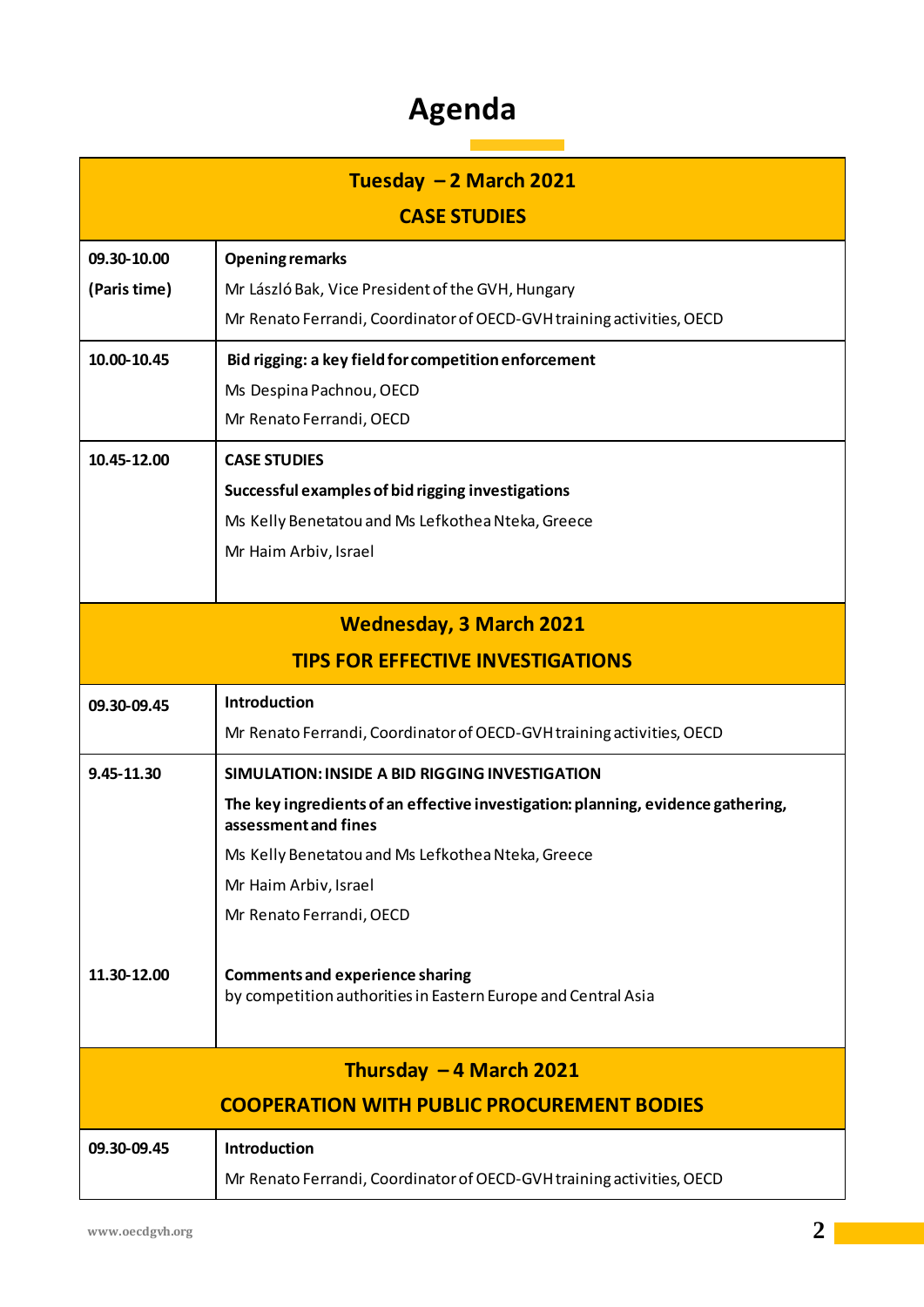# Agenda

| **Tuesday – 2 March 2021<br>CASE STUDIES** | |
|---|---|
| **09.30-10.00<br>(Paris time)** | **Opening remarks**<br>Mr László Bak, Vice President of the GVH, Hungary<br>Mr Renato Ferrandi, Coordinator of OECD-GVH training activities, OECD |
| **10.00-10.45** | **Bid rigging: a key field for competition enforcement**<br>Ms Despina Pachnou, OECD<br>Mr Renato Ferrandi, OECD |
| **10.45-12.00** | **CASE STUDIES**<br>**Successful examples of bid rigging investigations**<br>Ms Kelly Benetatou and Ms Lefkothea Nteka, Greece<br>Mr Haim Arbiv, Israel |
| **Wednesday, 3 March 2021<br>TIPS FOR EFFECTIVE INVESTIGATIONS** | |
| **09.30-09.45** | **Introduction**<br>Mr Renato Ferrandi, Coordinator of OECD-GVH training activities, OECD |
| **9.45-11.30** | **SIMULATION: INSIDE A BID RIGGING INVESTIGATION**<br>**The key ingredients of an effective investigation: planning, evidence gathering, assessment and fines**<br>Ms Kelly Benetatou and Ms Lefkothea Nteka, Greece<br>Mr Haim Arbiv, Israel<br>Mr Renato Ferrandi, OECD |
| **11.30-12.00** | **Comments and experience sharing**<br>by competition authorities in Eastern Europe and Central Asia |
| **Thursday – 4 March 2021<br>COOPERATION WITH PUBLIC PROCUREMENT BODIES** | |
| **09.30-09.45** | **Introduction**<br>Mr Renato Ferrandi, Coordinator of OECD-GVH training activities, OECD |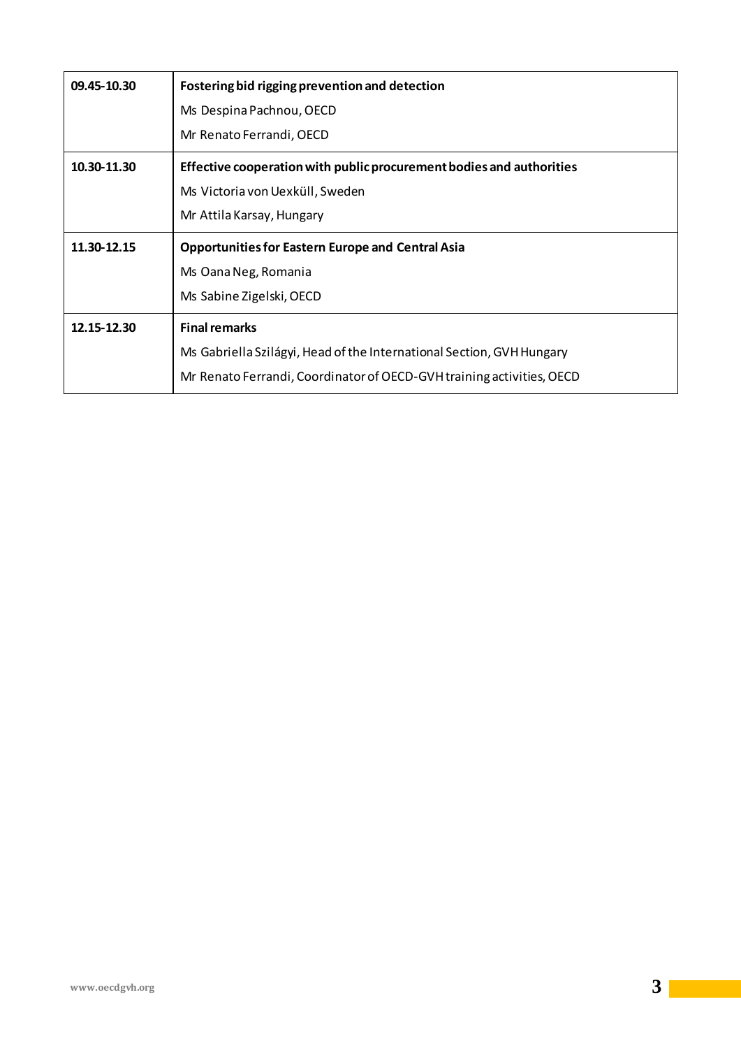| | |
|---|---|
| **09.45-10.30** | **Fostering bid rigging prevention and detection**<br>Ms Despina Pachnou, OECD<br>Mr Renato Ferrandi, OECD |
| **10.30-11.30** | **Effective cooperation with public procurement bodies and authorities**<br>Ms Victoria von Uexküll, Sweden<br>Mr Attila Karsay, Hungary |
| **11.30-12.15** | **Opportunities for Eastern Europe and Central Asia**<br>Ms Oana Neg, Romania<br>Ms Sabine Zigelski, OECD |
| **12.15-12.30** | **Final remarks**<br>Ms Gabriella Szilágyi, Head of the International Section, GVH Hungary<br>Mr Renato Ferrandi, Coordinator of OECD-GVH training activities, OECD |

www.oecdgvh.org